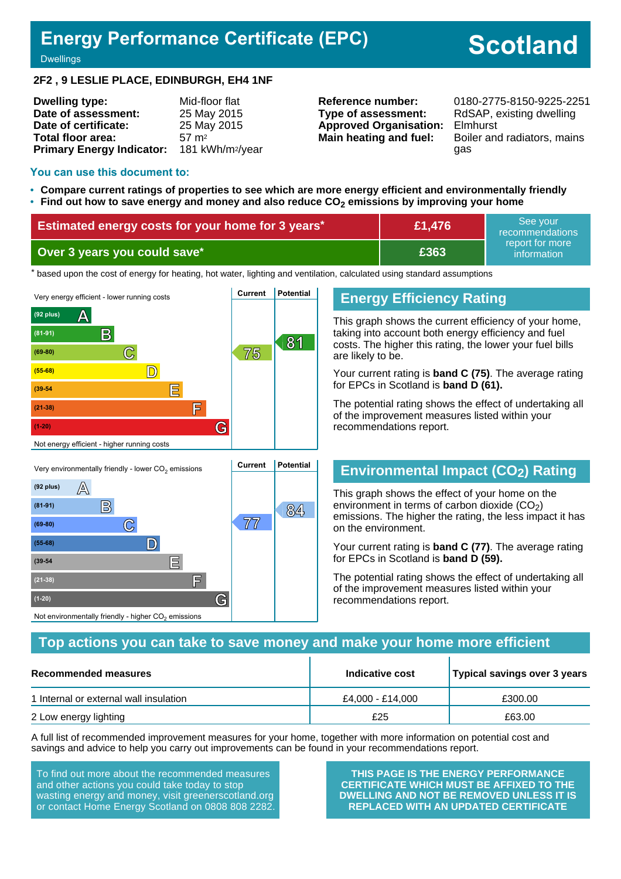# Energy Performance Certificate (EPC)

Dwellings

**Scotland**

**2F2 , 9 LESLIE PLACE, EDINBURGH, EH4 1NF**

| | | | |
|---|---|---|---|
| **Dwelling type:** | Mid-floor flat | **Reference number:** | 0180-2775-8150-9225-2251 |
| **Date of assessment:** | 25 May 2015 | **Type of assessment:** | RdSAP, existing dwelling |
| **Date of certificate:** | 25 May 2015 | **Approved Organisation:** | Elmhurst |
| **Total floor area:** | 57 m² | **Main heating and fuel:** | Boiler and radiators, mains gas |
| **Primary Energy Indicator:** | 181 kWh/m²/year | | |

## You can use this document to:

- **Compare current ratings of properties to see which are more energy efficient and environmentally friendly**
- **Find out how to save energy and money and also reduce $CO_2$ emissions by improving your home**

| | | |
|---|---|---|
| **Estimated energy costs for your home for 3 years*** | **£1,476** | See your recommendations report for more information |
| **Over 3 years you could save*** | **£363** | |

\* based upon the cost of energy for heating, hot water, lighting and ventilation, calculated using standard assumptions

Very energy efficient - lower running costs

| Band | Current | Potential |
|---|---|---|
| (92 plus) A | | |
| (81-91) B | | 81 |
| (69-80) C | 75 | |
| (55-68) D | | |
| (39-54) E | | |
| (21-38) F | | |
| (1-20) G | | |

Not energy efficient - higher running costs

## Energy Efficiency Rating

This graph shows the current efficiency of your home, taking into account both energy efficiency and fuel costs. The higher this rating, the lower your fuel bills are likely to be.

Your current rating is **band C (75)**. The average rating for EPCs in Scotland is **band D (61).**

The potential rating shows the effect of undertaking all of the improvement measures listed within your recommendations report.

Very environmentally friendly - lower $CO_2$ emissions

| Band | Current | Potential |
|---|---|---|
| (92 plus) A | | |
| (81-91) B | | 84 |
| (69-80) C | 77 | |
| (55-68) D | | |
| (39-54) E | | |
| (21-38) F | | |
| (1-20) G | | |

Not environmentally friendly - higher $CO_2$ emissions

## Environmental Impact ($CO_2$) Rating

This graph shows the effect of your home on the environment in terms of carbon dioxide ($CO_2$) emissions. The higher the rating, the less impact it has on the environment.

Your current rating is **band C (77)**. The average rating for EPCs in Scotland is **band D (59).**

The potential rating shows the effect of undertaking all of the improvement measures listed within your recommendations report.

## Top actions you can take to save money and make your home more efficient

| Recommended measures | Indicative cost | Typical savings over 3 years |
|---|---|---|
| 1 Internal or external wall insulation | £4,000 - £14,000 | £300.00 |
| 2 Low energy lighting | £25 | £63.00 |

A full list of recommended improvement measures for your home, together with more information on potential cost and savings and advice to help you carry out improvements can be found in your recommendations report.

To find out more about the recommended measures and other actions you could take today to stop wasting energy and money, visit greenerscotland.org or contact Home Energy Scotland on 0808 808 2282.

**THIS PAGE IS THE ENERGY PERFORMANCE CERTIFICATE WHICH MUST BE AFFIXED TO THE DWELLING AND NOT BE REMOVED UNLESS IT IS REPLACED WITH AN UPDATED CERTIFICATE**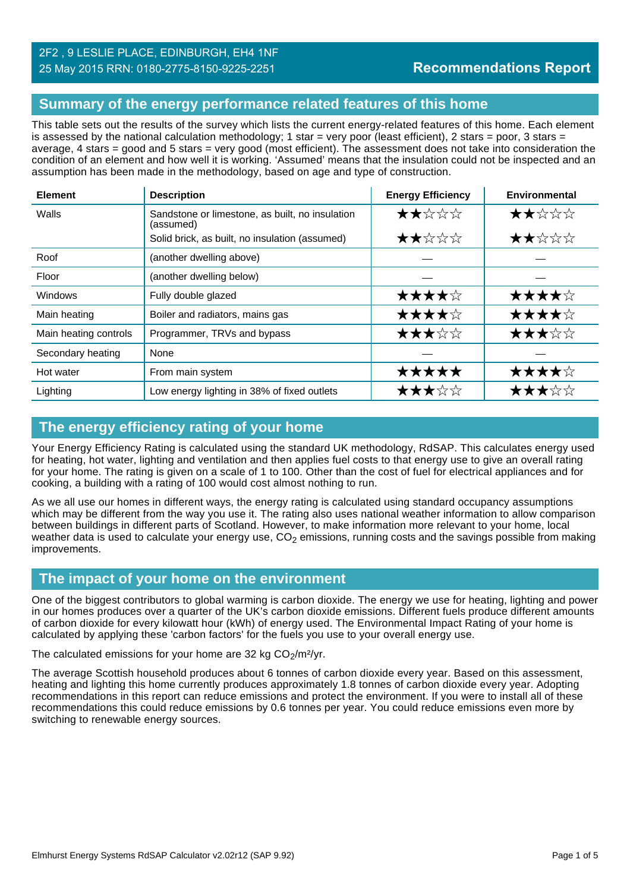2F2 , 9 LESLIE PLACE, EDINBURGH, EH4 1NF
25 May 2015 RRN: 0180-2775-8150-9225-2251

**Recommendations Report**

## Summary of the energy performance related features of this home

This table sets out the results of the survey which lists the current energy-related features of this home. Each element is assessed by the national calculation methodology; 1 star = very poor (least efficient), 2 stars = poor, 3 stars = average, 4 stars = good and 5 stars = very good (most efficient). The assessment does not take into consideration the condition of an element and how well it is working. 'Assumed' means that the insulation could not be inspected and an assumption has been made in the methodology, based on age and type of construction.

| Element | Description | Energy Efficiency | Environmental |
|---|---|---|---|
| Walls | Sandstone or limestone, as built, no insulation (assumed) | ★★☆☆☆ | ★★☆☆☆ |
| | Solid brick, as built, no insulation (assumed) | ★★☆☆☆ | ★★☆☆☆ |
| Roof | (another dwelling above) | — | — |
| Floor | (another dwelling below) | — | — |
| Windows | Fully double glazed | ★★★★☆ | ★★★★☆ |
| Main heating | Boiler and radiators, mains gas | ★★★★☆ | ★★★★☆ |
| Main heating controls | Programmer, TRVs and bypass | ★★★☆☆ | ★★★☆☆ |
| Secondary heating | None | — | — |
| Hot water | From main system | ★★★★★ | ★★★★☆ |
| Lighting | Low energy lighting in 38% of fixed outlets | ★★★☆☆ | ★★★☆☆ |

## The energy efficiency rating of your home

Your Energy Efficiency Rating is calculated using the standard UK methodology, RdSAP. This calculates energy used for heating, hot water, lighting and ventilation and then applies fuel costs to that energy use to give an overall rating for your home. The rating is given on a scale of 1 to 100. Other than the cost of fuel for electrical appliances and for cooking, a building with a rating of 100 would cost almost nothing to run.

As we all use our homes in different ways, the energy rating is calculated using standard occupancy assumptions which may be different from the way you use it. The rating also uses national weather information to allow comparison between buildings in different parts of Scotland. However, to make information more relevant to your home, local weather data is used to calculate your energy use, $CO_2$ emissions, running costs and the savings possible from making improvements.

## The impact of your home on the environment

One of the biggest contributors to global warming is carbon dioxide. The energy we use for heating, lighting and power in our homes produces over a quarter of the UK's carbon dioxide emissions. Different fuels produce different amounts of carbon dioxide for every kilowatt hour (kWh) of energy used. The Environmental Impact Rating of your home is calculated by applying these 'carbon factors' for the fuels you use to your overall energy use.

The calculated emissions for your home are 32 kg $CO_2/m^2/yr$.

The average Scottish household produces about 6 tonnes of carbon dioxide every year. Based on this assessment, heating and lighting this home currently produces approximately 1.8 tonnes of carbon dioxide every year. Adopting recommendations in this report can reduce emissions and protect the environment. If you were to install all of these recommendations this could reduce emissions by 0.6 tonnes per year. You could reduce emissions even more by switching to renewable energy sources.

Elmhurst Energy Systems RdSAP Calculator v2.02r12 (SAP 9.92)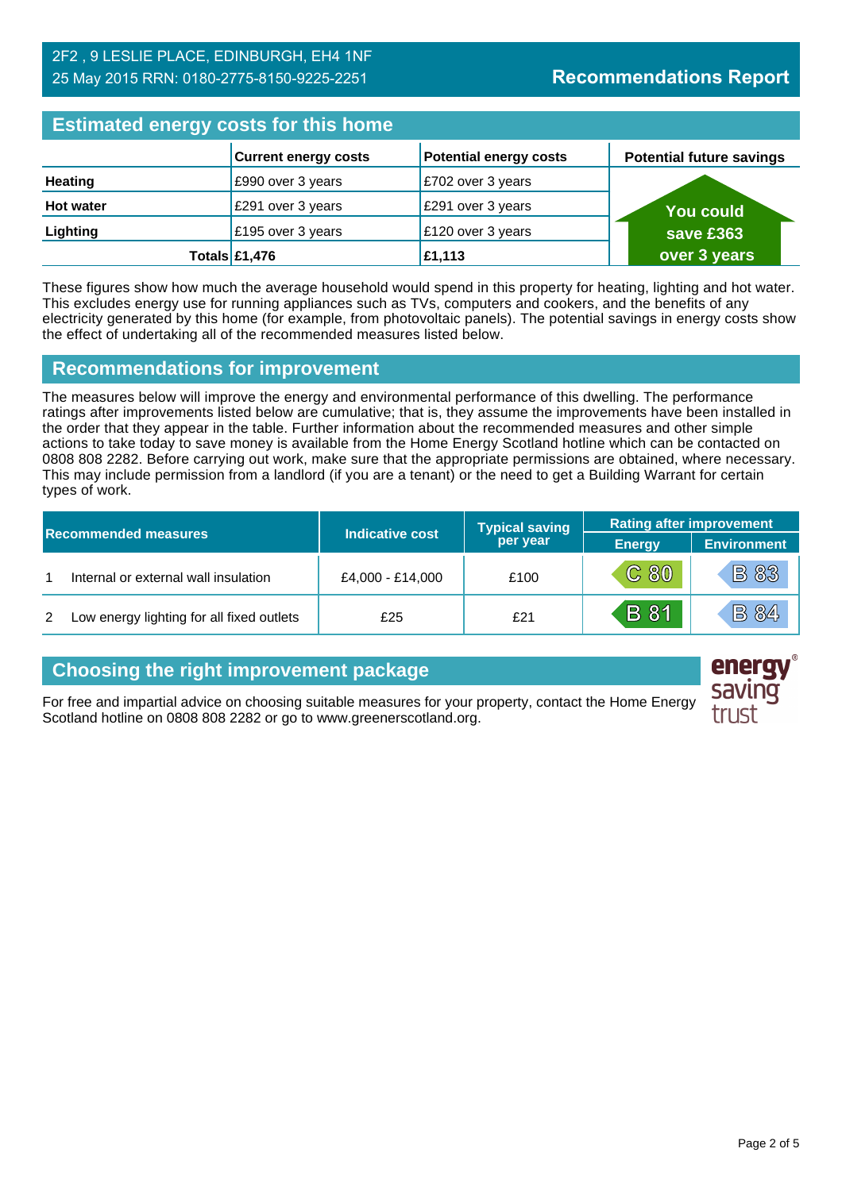2F2 , 9 LESLIE PLACE, EDINBURGH, EH4 1NF
25 May 2015 RRN: 0180-2775-8150-9225-2251

# Recommendations Report

## Estimated energy costs for this home

| | Current energy costs | Potential energy costs | Potential future savings |
|---|---|---|---|
| **Heating** | £990 over 3 years | £702 over 3 years | You could save £363 over 3 years |
| **Hot water** | £291 over 3 years | £291 over 3 years | |
| **Lighting** | £195 over 3 years | £120 over 3 years | |
| **Totals** | **£1,476** | **£1,113** | |

These figures show how much the average household would spend in this property for heating, lighting and hot water. This excludes energy use for running appliances such as TVs, computers and cookers, and the benefits of any electricity generated by this home (for example, from photovoltaic panels). The potential savings in energy costs show the effect of undertaking all of the recommended measures listed below.

## Recommendations for improvement

The measures below will improve the energy and environmental performance of this dwelling. The performance ratings after improvements listed below are cumulative; that is, they assume the improvements have been installed in the order that they appear in the table. Further information about the recommended measures and other simple actions to take today to save money is available from the Home Energy Scotland hotline which can be contacted on 0808 808 2282. Before carrying out work, make sure that the appropriate permissions are obtained, where necessary. This may include permission from a landlord (if you are a tenant) or the need to get a Building Warrant for certain types of work.

| Recommended measures | | Indicative cost | Typical saving per year | Rating after improvement | |
|---|---|---|---|---|---|
| | | | | Energy | Environment |
| 1 | Internal or external wall insulation | £4,000 - £14,000 | £100 | C 80 | B 83 |
| 2 | Low energy lighting for all fixed outlets | £25 | £21 | B 81 | B 84 |

## Choosing the right improvement package

For free and impartial advice on choosing suitable measures for your property, contact the Home Energy Scotland hotline on 0808 808 2282 or go to www.greenerscotland.org.

energy saving trust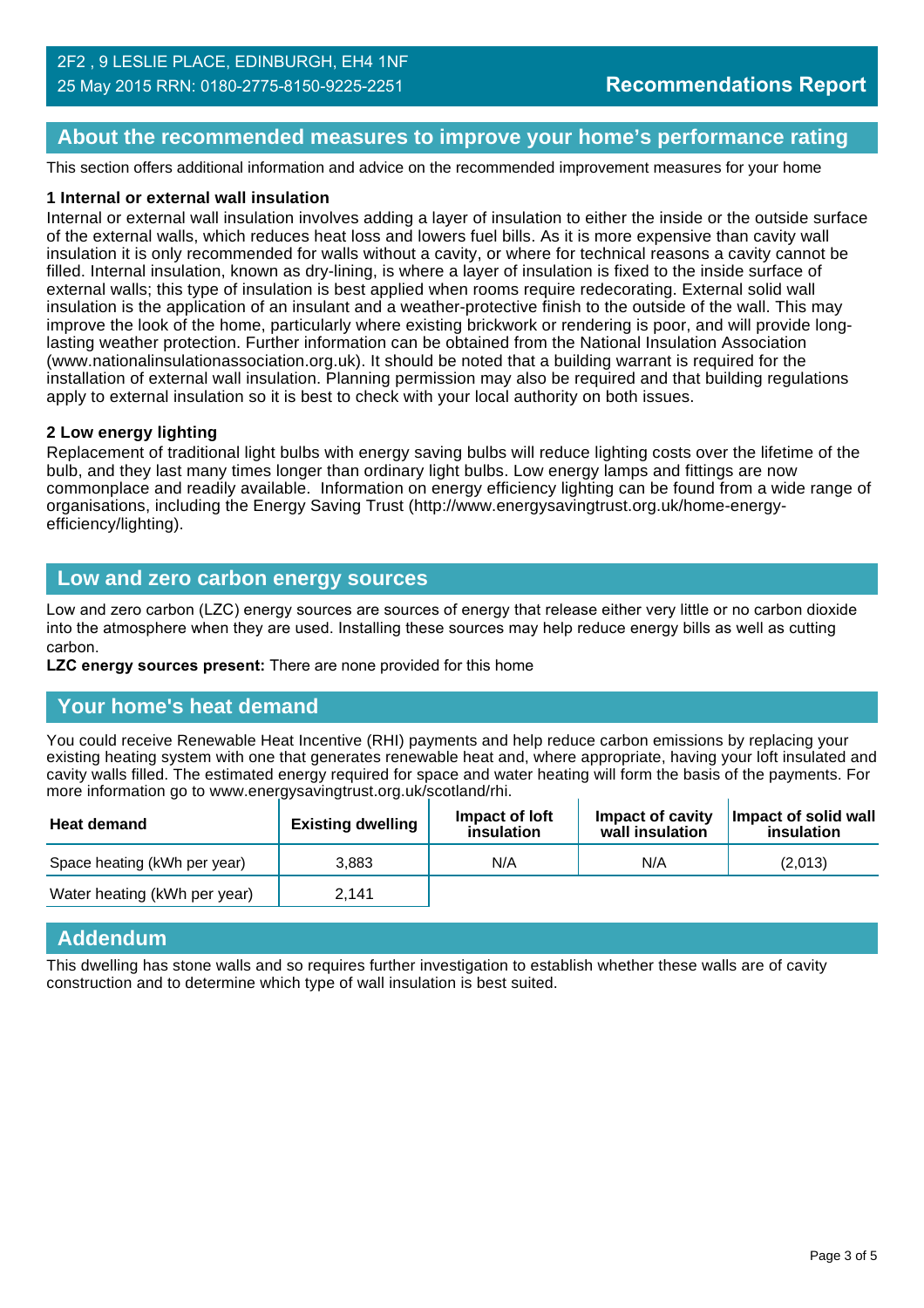2F2 , 9 LESLIE PLACE, EDINBURGH, EH4 1NF
25 May 2015 RRN: 0180-2775-8150-9225-2251

**Recommendations Report**

## About the recommended measures to improve your home's performance rating

This section offers additional information and advice on the recommended improvement measures for your home

**1 Internal or external wall insulation**

Internal or external wall insulation involves adding a layer of insulation to either the inside or the outside surface of the external walls, which reduces heat loss and lowers fuel bills. As it is more expensive than cavity wall insulation it is only recommended for walls without a cavity, or where for technical reasons a cavity cannot be filled. Internal insulation, known as dry-lining, is where a layer of insulation is fixed to the inside surface of external walls; this type of insulation is best applied when rooms require redecorating. External solid wall insulation is the application of an insulant and a weather-protective finish to the outside of the wall. This may improve the look of the home, particularly where existing brickwork or rendering is poor, and will provide long-lasting weather protection. Further information can be obtained from the National Insulation Association (www.nationalinsulationassociation.org.uk). It should be noted that a building warrant is required for the installation of external wall insulation. Planning permission may also be required and that building regulations apply to external insulation so it is best to check with your local authority on both issues.

**2 Low energy lighting**

Replacement of traditional light bulbs with energy saving bulbs will reduce lighting costs over the lifetime of the bulb, and they last many times longer than ordinary light bulbs. Low energy lamps and fittings are now commonplace and readily available. Information on energy efficiency lighting can be found from a wide range of organisations, including the Energy Saving Trust (http://www.energysavingtrust.org.uk/home-energy-efficiency/lighting).

## Low and zero carbon energy sources

Low and zero carbon (LZC) energy sources are sources of energy that release either very little or no carbon dioxide into the atmosphere when they are used. Installing these sources may help reduce energy bills as well as cutting carbon.

**LZC energy sources present:** There are none provided for this home

## Your home's heat demand

You could receive Renewable Heat Incentive (RHI) payments and help reduce carbon emissions by replacing your existing heating system with one that generates renewable heat and, where appropriate, having your loft insulated and cavity walls filled. The estimated energy required for space and water heating will form the basis of the payments. For more information go to www.energysavingtrust.org.uk/scotland/rhi.

| Heat demand | Existing dwelling | Impact of loft insulation | Impact of cavity wall insulation | Impact of solid wall insulation |
|---|---|---|---|---|
| Space heating (kWh per year) | 3,883 | N/A | N/A | (2,013) |
| Water heating (kWh per year) | 2,141 | | | |

## Addendum

This dwelling has stone walls and so requires further investigation to establish whether these walls are of cavity construction and to determine which type of wall insulation is best suited.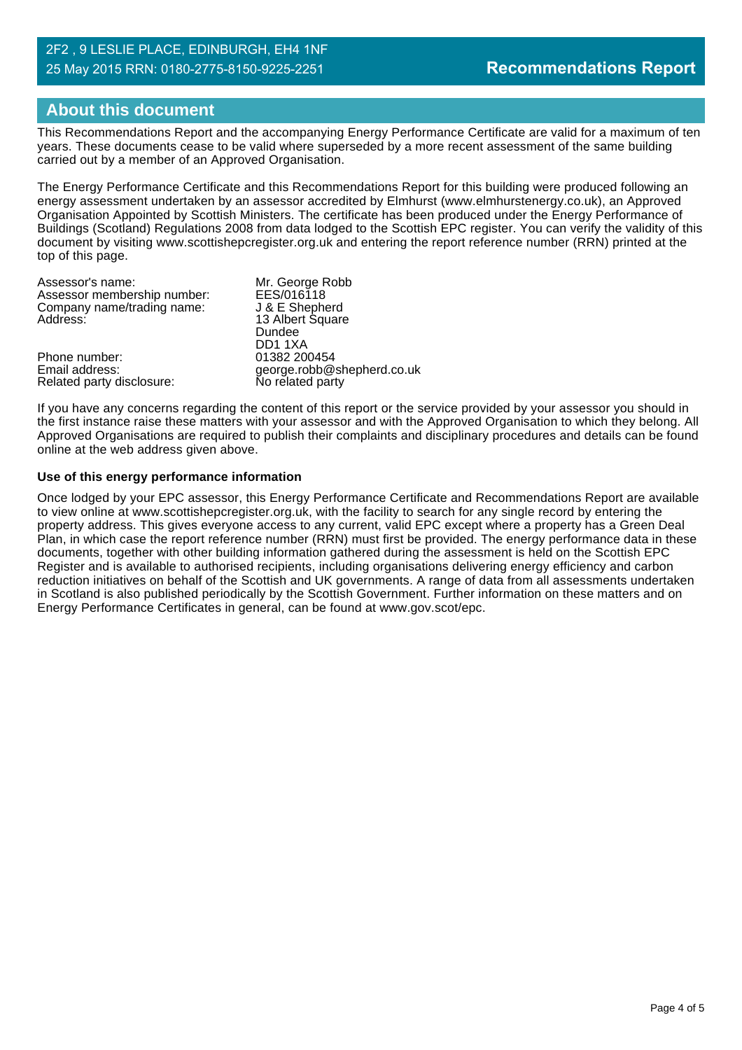## About this document

This Recommendations Report and the accompanying Energy Performance Certificate are valid for a maximum of ten years. These documents cease to be valid where superseded by a more recent assessment of the same building carried out by a member of an Approved Organisation.

The Energy Performance Certificate and this Recommendations Report for this building were produced following an energy assessment undertaken by an assessor accredited by Elmhurst (www.elmhurstenergy.co.uk), an Approved Organisation Appointed by Scottish Ministers. The certificate has been produced under the Energy Performance of Buildings (Scotland) Regulations 2008 from data lodged to the Scottish EPC register. You can verify the validity of this document by visiting www.scottishepcregister.org.uk and entering the report reference number (RRN) printed at the top of this page.

| | |
|---|---|
| Assessor's name: | Mr. George Robb |
| Assessor membership number: | EES/016118 |
| Company name/trading name: | J & E Shepherd |
| Address: | 13 Albert Square<br>Dundee<br>DD1 1XA |
| Phone number: | 01382 200454 |
| Email address: | george.robb@shepherd.co.uk |
| Related party disclosure: | No related party |

If you have any concerns regarding the content of this report or the service provided by your assessor you should in the first instance raise these matters with your assessor and with the Approved Organisation to which they belong. All Approved Organisations are required to publish their complaints and disciplinary procedures and details can be found online at the web address given above.

**Use of this energy performance information**

Once lodged by your EPC assessor, this Energy Performance Certificate and Recommendations Report are available to view online at www.scottishepcregister.org.uk, with the facility to search for any single record by entering the property address. This gives everyone access to any current, valid EPC except where a property has a Green Deal Plan, in which case the report reference number (RRN) must first be provided. The energy performance data in these documents, together with other building information gathered during the assessment is held on the Scottish EPC Register and is available to authorised recipients, including organisations delivering energy efficiency and carbon reduction initiatives on behalf of the Scottish and UK governments. A range of data from all assessments undertaken in Scotland is also published periodically by the Scottish Government. Further information on these matters and on Energy Performance Certificates in general, can be found at www.gov.scot/epc.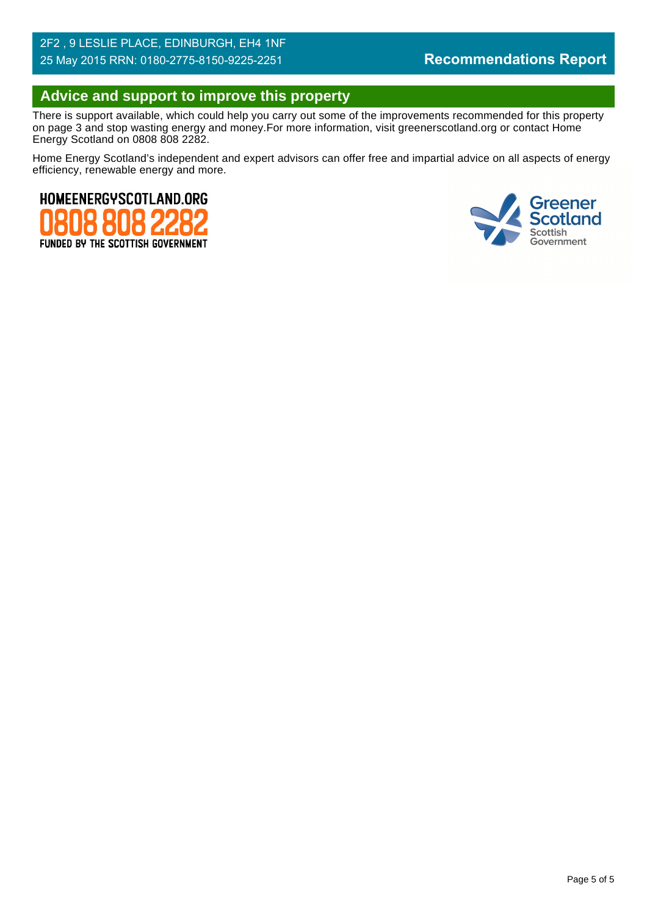## Advice and support to improve this property

There is support available, which could help you carry out some of the improvements recommended for this property on page 3 and stop wasting energy and money.For more information, visit greenerscotland.org or contact Home Energy Scotland on 0808 808 2282.

Home Energy Scotland's independent and expert advisors can offer free and impartial advice on all aspects of energy efficiency, renewable energy and more.

HOMEENERGYSCOTLAND.ORG
0808 808 2282
FUNDED BY THE SCOTTISH GOVERNMENT

Greener Scotland
Scottish Government